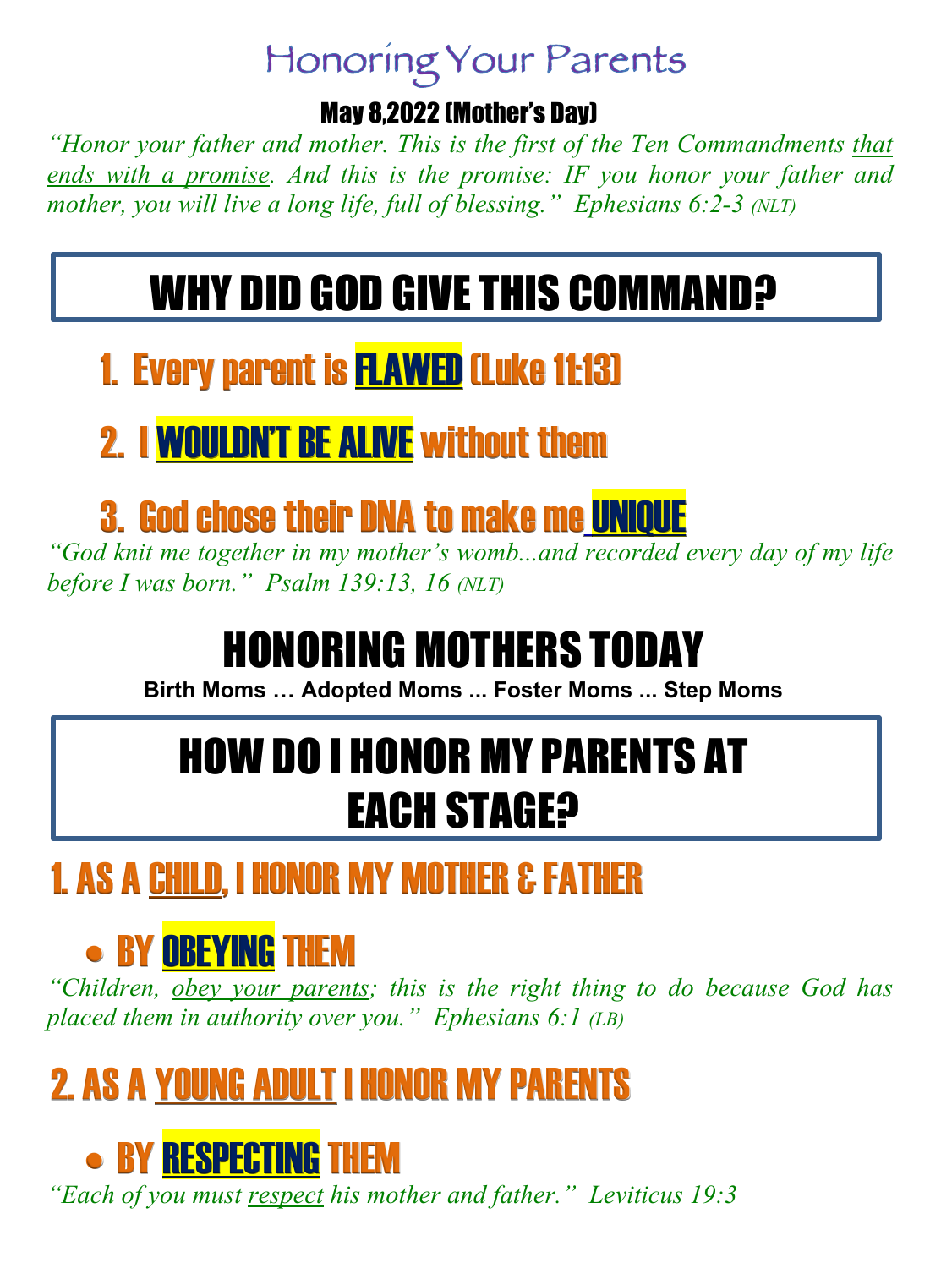# Honoring Your Parents

**May 8,2022 (Mother's Day)**

*"Honor your father and mother. This is the first of the Ten Commandments that ends with a promise. And this is the promise: IF you honor your father and mother, you will live a long life, full of blessing." Ephesians 6:2-3 (NLT)*

## WHY DID GOD GIVE THIS COMMAND?

### 1. Every parent is FLAWED (Luke 11:13)

### 2. I WOULDN'T BE ALIVE without them

### 3. God chose their DNA to make me UNIQUE

*"God knit me together in my mother's womb...and recorded every day of my life before I was born." Psalm 139:13, 16 (NLT)*

## HONORING MOTHERS TODAY

**Birth Moms … Adopted Moms ... Foster Moms ... Step Moms**

## HOW DO I HONOR MY PARENTS AT EACH STAGE?

### 1. AS A CHILD, I HONOR MY MOTHER & FATHER

- **BY OBEYING THEM**

*"Children, obey your parents; this is the right thing to do because God has placed them in authority over you." Ephesians 6:1 (LB)*

### 2. AS A YOUNG ADULT I HONOR MY PARENTS

- **BY RESPECTING THEM**

*"Each of you must respect his mother and father." Leviticus 19:3*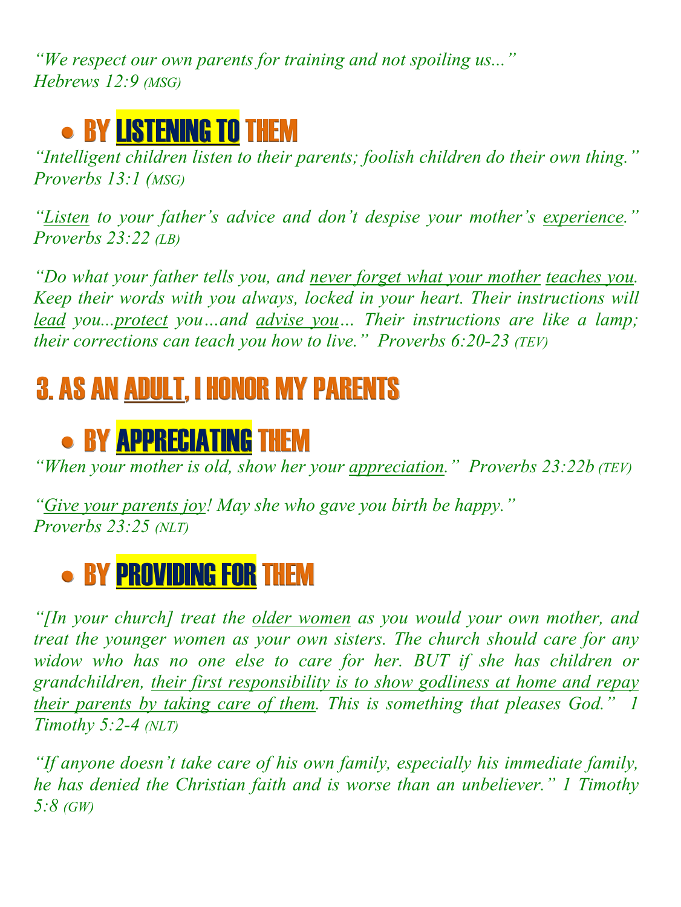*"We respect our own parents for training and not spoiling us..."*
*Hebrews 12:9 (MSG)*

- ### BY LISTENING TO THEM

*"Intelligent children listen to their parents; foolish children do their own thing." Proverbs 13:1 (MSG)*

*"Listen to your father's advice and don't despise your mother's experience." Proverbs 23:22 (LB)*

*"Do what your father tells you, and never forget what your mother teaches you. Keep their words with you always, locked in your heart. Their instructions will lead you...protect you…and advise you… Their instructions are like a lamp; their corrections can teach you how to live." Proverbs 6:20-23 (TEV)*

## 3. AS AN ADULT, I HONOR MY PARENTS

- ### BY APPRECIATING THEM

*"When your mother is old, show her your appreciation." Proverbs 23:22b (TEV)*

*"Give your parents joy! May she who gave you birth be happy."*
*Proverbs 23:25 (NLT)*

- ### BY PROVIDING FOR THEM

*"[In your church] treat the older women as you would your own mother, and treat the younger women as your own sisters. The church should care for any widow who has no one else to care for her. BUT if she has children or grandchildren, their first responsibility is to show godliness at home and repay their parents by taking care of them. This is something that pleases God." 1 Timothy 5:2-4 (NLT)*

*"If anyone doesn't take care of his own family, especially his immediate family, he has denied the Christian faith and is worse than an unbeliever." 1 Timothy 5:8 (GW)*